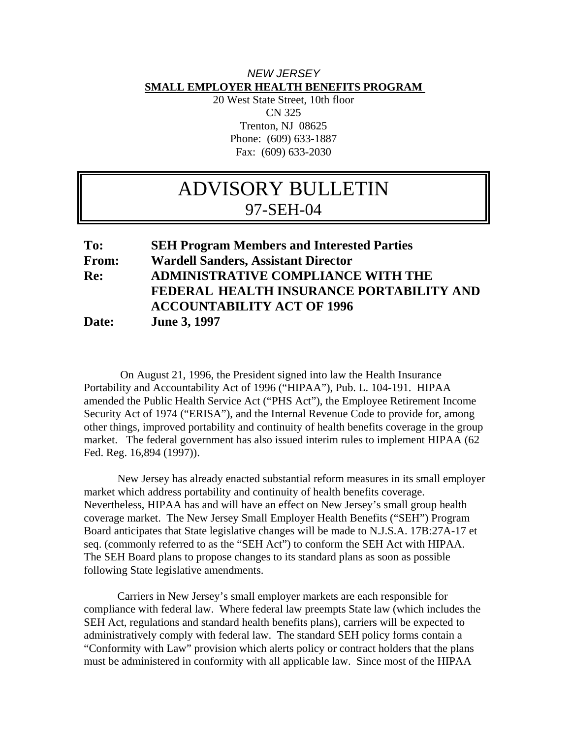*NEW JERSEY*

**SMALL EMPLOYER HEALTH BENEFITS PROGRAM**

20 West State Street, 10th floor
CN 325
Trenton, NJ 08625
Phone: (609) 633-1887
Fax: (609) 633-2030

# ADVISORY BULLETIN
## 97-SEH-04

**To:** **SEH Program Members and Interested Parties**
**From:** **Wardell Sanders, Assistant Director**
**Re:** **ADMINISTRATIVE COMPLIANCE WITH THE FEDERAL HEALTH INSURANCE PORTABILITY AND ACCOUNTABILITY ACT OF 1996**
**Date:** **June 3, 1997**

On August 21, 1996, the President signed into law the Health Insurance Portability and Accountability Act of 1996 ("HIPAA"), Pub. L. 104-191. HIPAA amended the Public Health Service Act ("PHS Act"), the Employee Retirement Income Security Act of 1974 ("ERISA"), and the Internal Revenue Code to provide for, among other things, improved portability and continuity of health benefits coverage in the group market. The federal government has also issued interim rules to implement HIPAA (62 Fed. Reg. 16,894 (1997)).

New Jersey has already enacted substantial reform measures in its small employer market which address portability and continuity of health benefits coverage. Nevertheless, HIPAA has and will have an effect on New Jersey's small group health coverage market. The New Jersey Small Employer Health Benefits ("SEH") Program Board anticipates that State legislative changes will be made to N.J.S.A. 17B:27A-17 et seq. (commonly referred to as the "SEH Act") to conform the SEH Act with HIPAA. The SEH Board plans to propose changes to its standard plans as soon as possible following State legislative amendments.

Carriers in New Jersey's small employer markets are each responsible for compliance with federal law. Where federal law preempts State law (which includes the SEH Act, regulations and standard health benefits plans), carriers will be expected to administratively comply with federal law. The standard SEH policy forms contain a "Conformity with Law" provision which alerts policy or contract holders that the plans must be administered in conformity with all applicable law. Since most of the HIPAA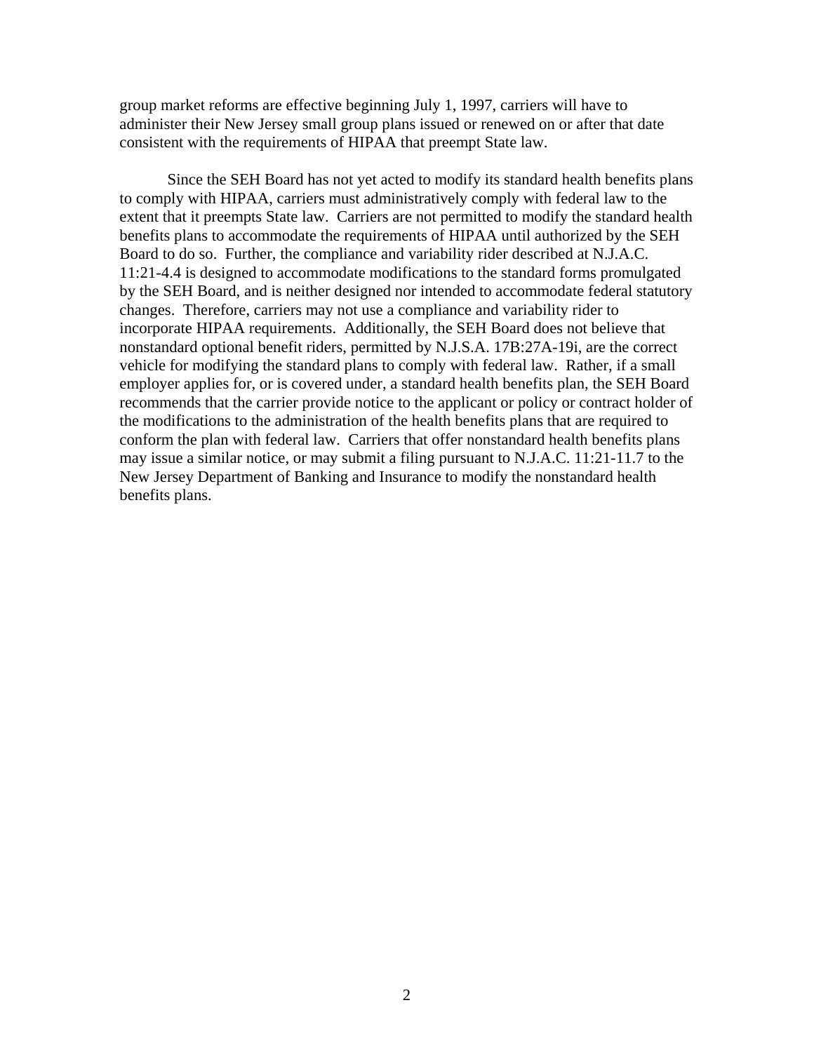group market reforms are effective beginning July 1, 1997, carriers will have to administer their New Jersey small group plans issued or renewed on or after that date consistent with the requirements of HIPAA that preempt State law.

Since the SEH Board has not yet acted to modify its standard health benefits plans to comply with HIPAA, carriers must administratively comply with federal law to the extent that it preempts State law. Carriers are not permitted to modify the standard health benefits plans to accommodate the requirements of HIPAA until authorized by the SEH Board to do so. Further, the compliance and variability rider described at N.J.A.C. 11:21-4.4 is designed to accommodate modifications to the standard forms promulgated by the SEH Board, and is neither designed nor intended to accommodate federal statutory changes. Therefore, carriers may not use a compliance and variability rider to incorporate HIPAA requirements. Additionally, the SEH Board does not believe that nonstandard optional benefit riders, permitted by N.J.S.A. 17B:27A-19i, are the correct vehicle for modifying the standard plans to comply with federal law. Rather, if a small employer applies for, or is covered under, a standard health benefits plan, the SEH Board recommends that the carrier provide notice to the applicant or policy or contract holder of the modifications to the administration of the health benefits plans that are required to conform the plan with federal law. Carriers that offer nonstandard health benefits plans may issue a similar notice, or may submit a filing pursuant to N.J.A.C. 11:21-11.7 to the New Jersey Department of Banking and Insurance to modify the nonstandard health benefits plans.